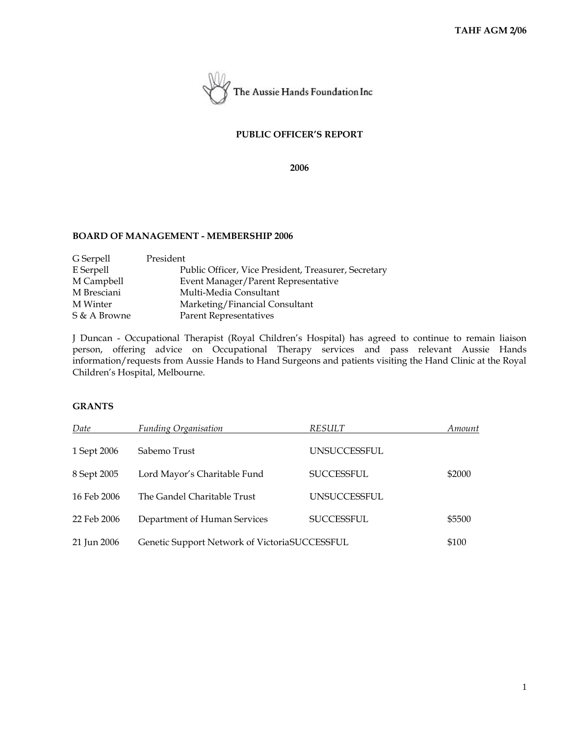The Aussie Hands Foundation Inc

**PUBLIC OFFICER'S REPORT**

**2006**

**BOARD OF MANAGEMENT - MEMBERSHIP 2006**

| | |
|---|---|
| G Serpell | President |
| E Serpell | Public Officer, Vice President, Treasurer, Secretary |
| M Campbell | Event Manager/Parent Representative |
| M Bresciani | Multi-Media Consultant |
| M Winter | Marketing/Financial Consultant |
| S & A Browne | Parent Representatives |

J Duncan - Occupational Therapist (Royal Children's Hospital) has agreed to continue to remain liaison person, offering advice on Occupational Therapy services and pass relevant Aussie Hands information/requests from Aussie Hands to Hand Surgeons and patients visiting the Hand Clinic at the Royal Children's Hospital, Melbourne.

**GRANTS**

| *Date* | *Funding Organisation* | *RESULT* | *Amount* |
|---|---|---|---|
| 1 Sept 2006 | Sabemo Trust | UNSUCCESSFUL | |
| 8 Sept 2005 | Lord Mayor's Charitable Fund | SUCCESSFUL | $2000 |
| 16 Feb 2006 | The Gandel Charitable Trust | UNSUCCESSFUL | |
| 22 Feb 2006 | Department of Human Services | SUCCESSFUL | $5500 |
| 21 Jun 2006 | Genetic Support Network of Victoria | SUCCESSFUL | $100 |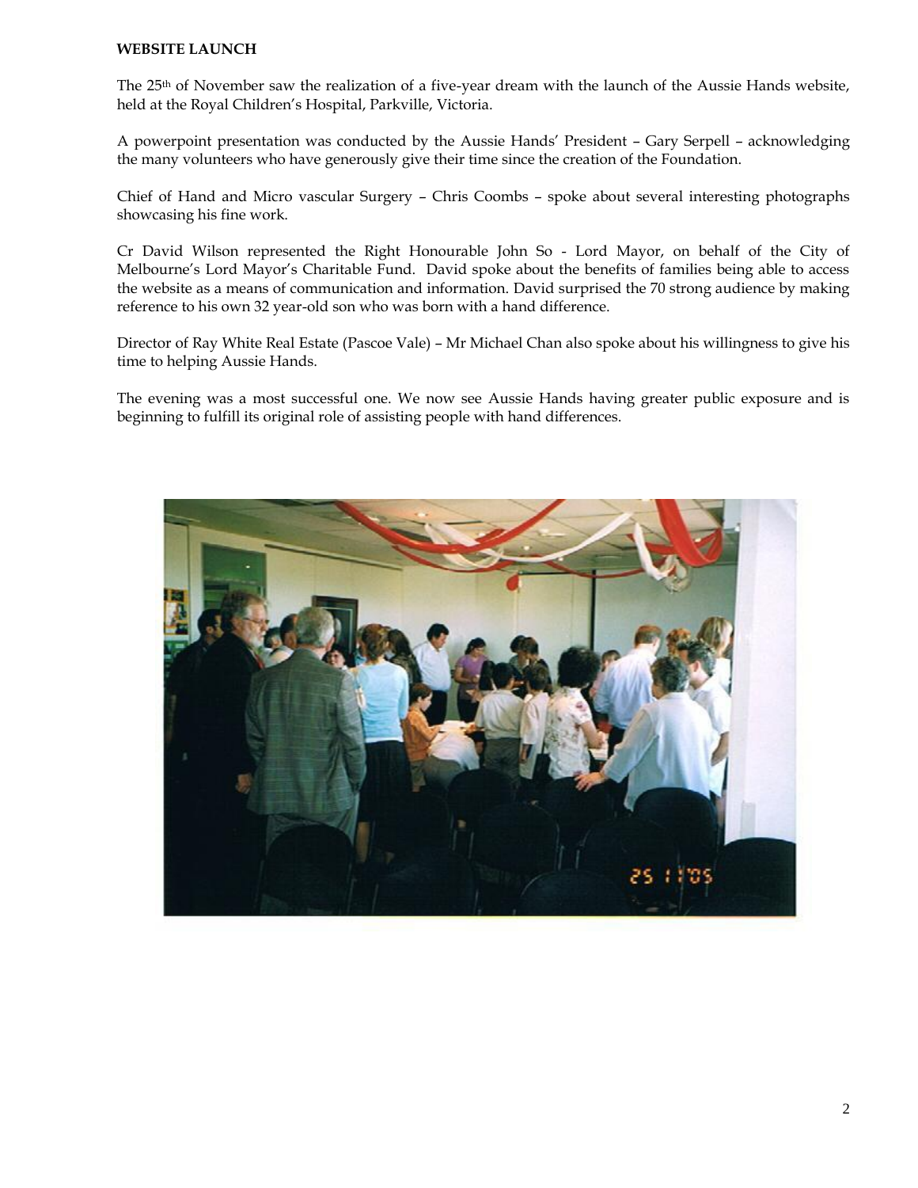**WEBSITE LAUNCH**

The 25th of November saw the realization of a five-year dream with the launch of the Aussie Hands website, held at the Royal Children's Hospital, Parkville, Victoria.

A powerpoint presentation was conducted by the Aussie Hands' President – Gary Serpell – acknowledging the many volunteers who have generously give their time since the creation of the Foundation.

Chief of Hand and Micro vascular Surgery – Chris Coombs – spoke about several interesting photographs showcasing his fine work.

Cr David Wilson represented the Right Honourable John So - Lord Mayor, on behalf of the City of Melbourne's Lord Mayor's Charitable Fund. David spoke about the benefits of families being able to access the website as a means of communication and information. David surprised the 70 strong audience by making reference to his own 32 year-old son who was born with a hand difference.

Director of Ray White Real Estate (Pascoe Vale) – Mr Michael Chan also spoke about his willingness to give his time to helping Aussie Hands.

The evening was a most successful one. We now see Aussie Hands having greater public exposure and is beginning to fulfill its original role of assisting people with hand differences.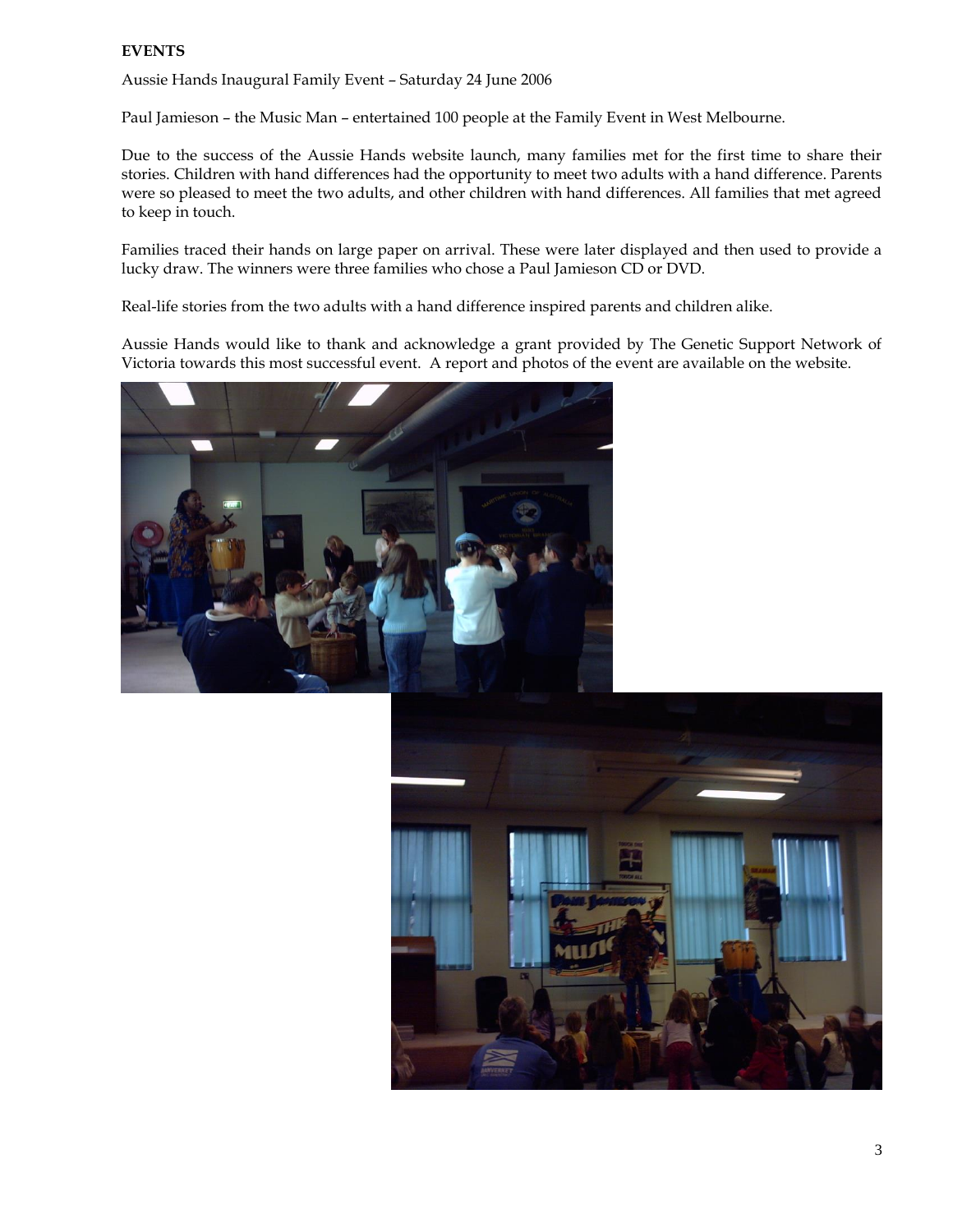**EVENTS**

Aussie Hands Inaugural Family Event – Saturday 24 June 2006

Paul Jamieson – the Music Man – entertained 100 people at the Family Event in West Melbourne.

Due to the success of the Aussie Hands website launch, many families met for the first time to share their stories. Children with hand differences had the opportunity to meet two adults with a hand difference. Parents were so pleased to meet the two adults, and other children with hand differences. All families that met agreed to keep in touch.

Families traced their hands on large paper on arrival. These were later displayed and then used to provide a lucky draw. The winners were three families who chose a Paul Jamieson CD or DVD.

Real-life stories from the two adults with a hand difference inspired parents and children alike.

Aussie Hands would like to thank and acknowledge a grant provided by The Genetic Support Network of Victoria towards this most successful event. A report and photos of the event are available on the website.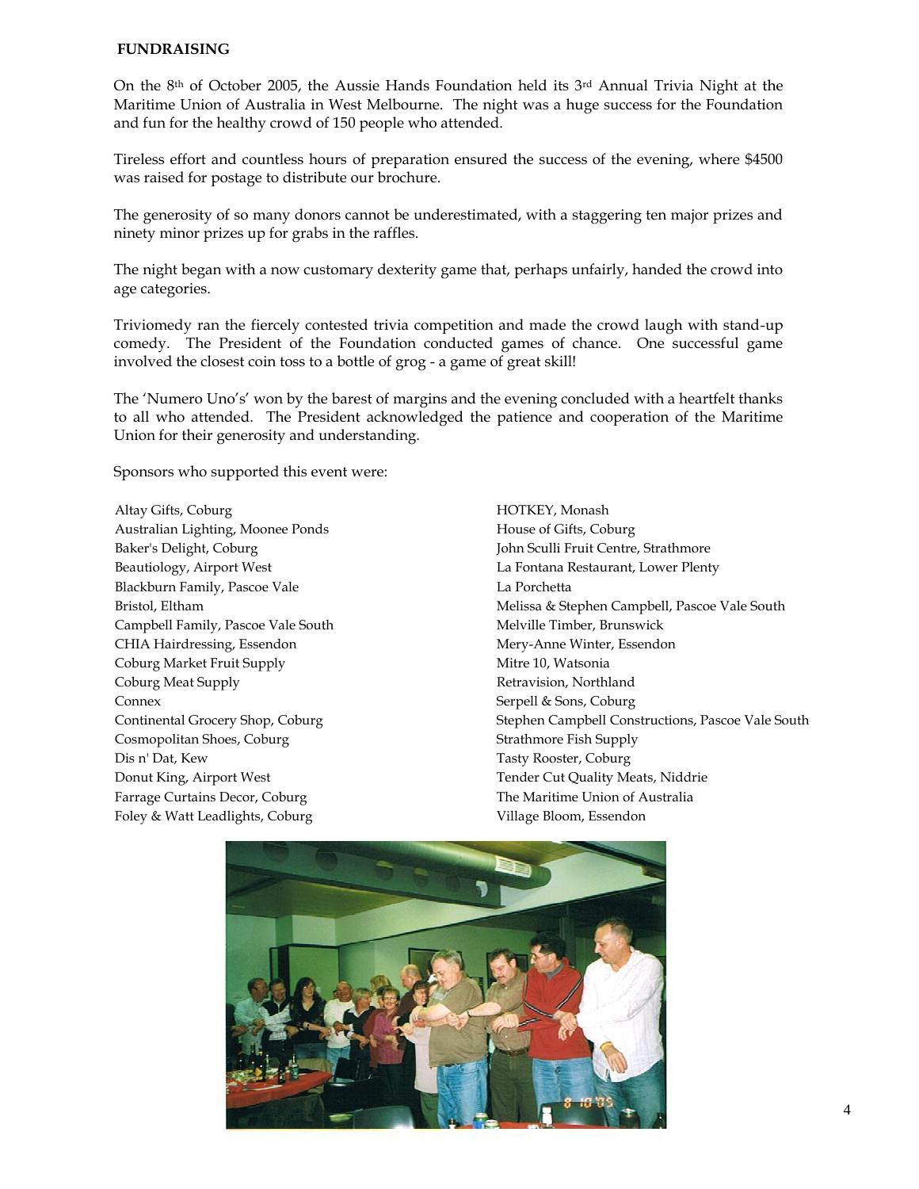**FUNDRAISING**

On the 8th of October 2005, the Aussie Hands Foundation held its 3rd Annual Trivia Night at the Maritime Union of Australia in West Melbourne. The night was a huge success for the Foundation and fun for the healthy crowd of 150 people who attended.

Tireless effort and countless hours of preparation ensured the success of the evening, where $4500 was raised for postage to distribute our brochure.

The generosity of so many donors cannot be underestimated, with a staggering ten major prizes and ninety minor prizes up for grabs in the raffles.

The night began with a now customary dexterity game that, perhaps unfairly, handed the crowd into age categories.

Triviomedy ran the fiercely contested trivia competition and made the crowd laugh with stand-up comedy. The President of the Foundation conducted games of chance. One successful game involved the closest coin toss to a bottle of grog - a game of great skill!

The 'Numero Uno's' won by the barest of margins and the evening concluded with a heartfelt thanks to all who attended. The President acknowledged the patience and cooperation of the Maritime Union for their generosity and understanding.

Sponsors who supported this event were:

Altay Gifts, Coburg
Australian Lighting, Moonee Ponds
Baker's Delight, Coburg
Beautiology, Airport West
Blackburn Family, Pascoe Vale
Bristol, Eltham
Campbell Family, Pascoe Vale South
CHIA Hairdressing, Essendon
Coburg Market Fruit Supply
Coburg Meat Supply
Connex
Continental Grocery Shop, Coburg
Cosmopolitan Shoes, Coburg
Dis n' Dat, Kew
Donut King, Airport West
Farrage Curtains Decor, Coburg
Foley & Watt Leadlights, Coburg
HOTKEY, Monash
House of Gifts, Coburg
John Sculli Fruit Centre, Strathmore
La Fontana Restaurant, Lower Plenty
La Porchetta
Melissa & Stephen Campbell, Pascoe Vale South
Melville Timber, Brunswick
Mery-Anne Winter, Essendon
Mitre 10, Watsonia
Retravision, Northland
Serpell & Sons, Coburg
Stephen Campbell Constructions, Pascoe Vale South
Strathmore Fish Supply
Tasty Rooster, Coburg
Tender Cut Quality Meats, Niddrie
The Maritime Union of Australia
Village Bloom, Essendon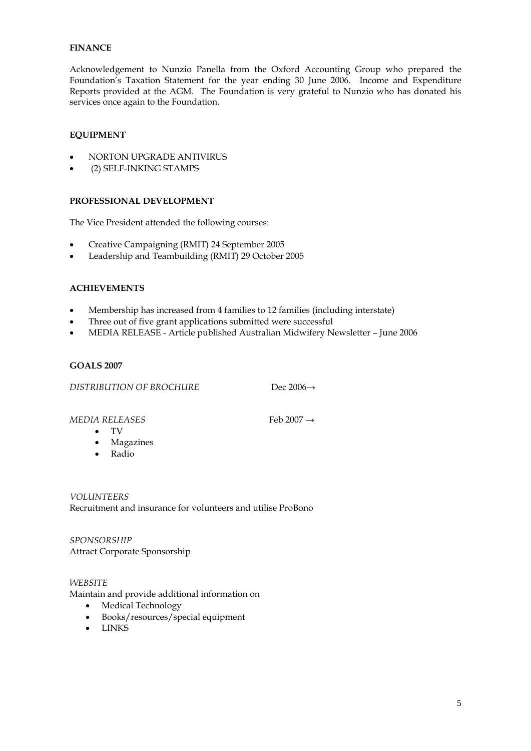**FINANCE**

Acknowledgement to Nunzio Panella from the Oxford Accounting Group who prepared the Foundation's Taxation Statement for the year ending 30 June 2006. Income and Expenditure Reports provided at the AGM. The Foundation is very grateful to Nunzio who has donated his services once again to the Foundation.

**EQUIPMENT**

- NORTON UPGRADE ANTIVIRUS
- (2) SELF-INKING STAMPS

**PROFESSIONAL DEVELOPMENT**

The Vice President attended the following courses:

- Creative Campaigning (RMIT) 24 September 2005
- Leadership and Teambuilding (RMIT) 29 October 2005

**ACHIEVEMENTS**

- Membership has increased from 4 families to 12 families (including interstate)
- Three out of five grant applications submitted were successful
- MEDIA RELEASE - Article published Australian Midwifery Newsletter – June 2006

**GOALS 2007**

*DISTRIBUTION OF BROCHURE* Dec 2006→

*MEDIA RELEASES* Feb 2007 →

- TV
- Magazines
- Radio

*VOLUNTEERS*
Recruitment and insurance for volunteers and utilise ProBono

*SPONSORSHIP*
Attract Corporate Sponsorship

*WEBSITE*
Maintain and provide additional information on

- Medical Technology
- Books/resources/special equipment
- LINKS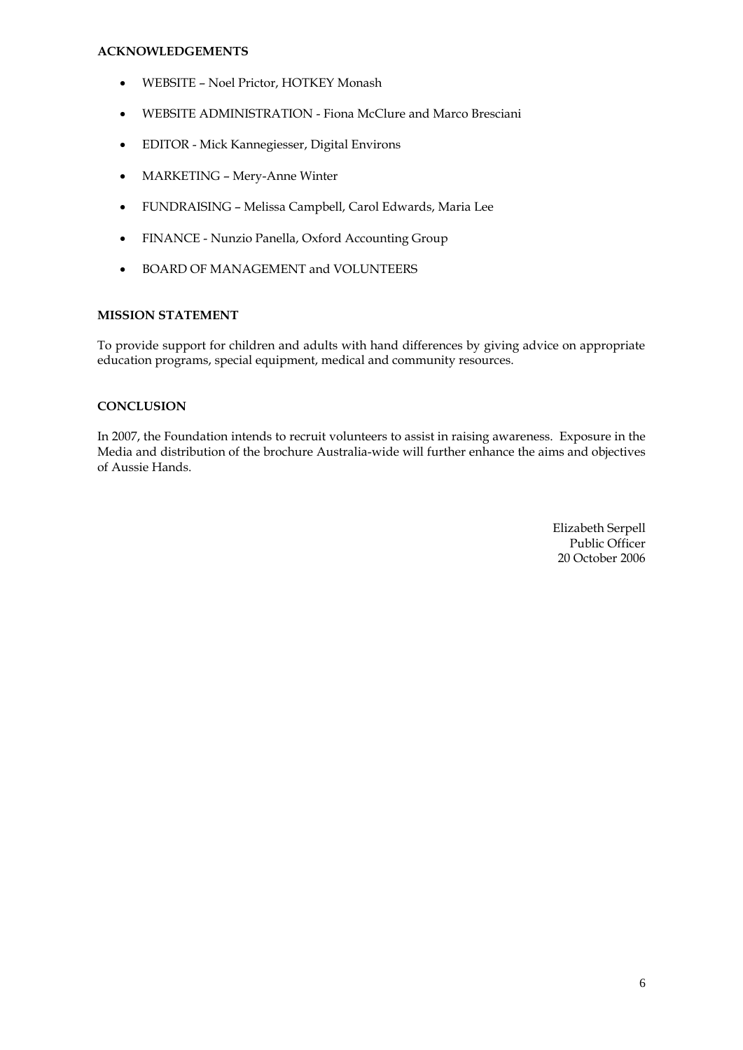**ACKNOWLEDGEMENTS**

- WEBSITE – Noel Prictor, HOTKEY Monash
- WEBSITE ADMINISTRATION - Fiona McClure and Marco Bresciani
- EDITOR - Mick Kannegiesser, Digital Environs
- MARKETING – Mery-Anne Winter
- FUNDRAISING – Melissa Campbell, Carol Edwards, Maria Lee
- FINANCE - Nunzio Panella, Oxford Accounting Group
- BOARD OF MANAGEMENT and VOLUNTEERS

**MISSION STATEMENT**

To provide support for children and adults with hand differences by giving advice on appropriate education programs, special equipment, medical and community resources.

**CONCLUSION**

In 2007, the Foundation intends to recruit volunteers to assist in raising awareness. Exposure in the Media and distribution of the brochure Australia-wide will further enhance the aims and objectives of Aussie Hands.

Elizabeth Serpell
Public Officer
20 October 2006